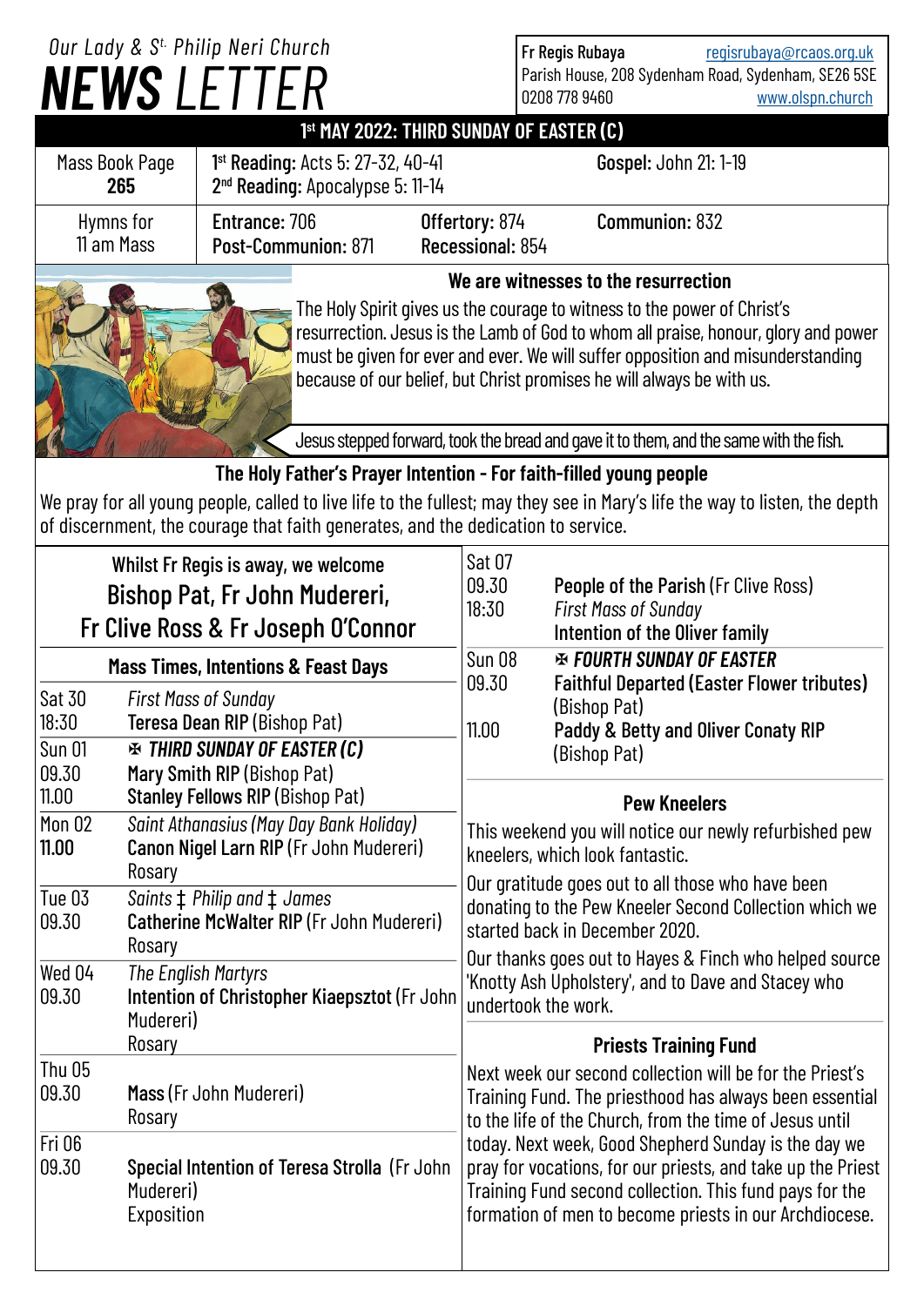Our Lady & St. Philip Neri Church

# NEWS LETTER

Fr Regis Rubaya regisrubaya@rcaos.org.uk
Parish House, 208 Sydenham Road, Sydenham, SE26 5SE
0208 778 9460 www.olspn.church

## 1st MAY 2022: THIRD SUNDAY OF EASTER (C)

| Mass Book Page 265 | 1st Reading: Acts 5: 27-32, 40-41; 2nd Reading: Apocalypse 5: 11-14 | | Gospel: John 21: 1-19 |
|---|---|---|---|
| Hymns for 11 am Mass | Entrance: 706; Post-Communion: 871 | Offertory: 874; Recessional: 854 | Communion: 832 |

### We are witnesses to the resurrection

The Holy Spirit gives us the courage to witness to the power of Christ's resurrection. Jesus is the Lamb of God to whom all praise, honour, glory and power must be given for ever and ever. We will suffer opposition and misunderstanding because of our belief, but Christ promises he will always be with us.

Jesus stepped forward, took the bread and gave it to them, and the same with the fish.

### The Holy Father's Prayer Intention - For faith-filled young people

We pray for all young people, called to live life to the fullest; may they see in Mary's life the way to listen, the depth of discernment, the courage that faith generates, and the dedication to service.

Whilst Fr Regis is away, we welcome
**Bishop Pat, Fr John Mudereri, Fr Clive Ross & Fr Joseph O'Connor**

### Mass Times, Intentions & Feast Days

| Day / Time | Intention |
|---|---|
| Sat 30 | *First Mass of Sunday* |
| 18:30 | **Teresa Dean RIP** (Bishop Pat) |
| Sun 01 | ✠ ***THIRD SUNDAY OF EASTER (C)*** |
| 09.30 | **Mary Smith RIP** (Bishop Pat) |
| 11.00 | **Stanley Fellows RIP** (Bishop Pat) |
| Mon 02 | *Saint Athanasius (May Day Bank Holiday)* |
| **11.00** | **Canon Nigel Larn RIP** (Fr John Mudereri) Rosary |
| Tue 03 | *Saints ‡ Philip and ‡ James* |
| 09.30 | **Catherine McWalter RIP** (Fr John Mudereri) Rosary |
| Wed 04 | *The English Martyrs* |
| 09.30 | **Intention of Christopher Kiaepsztot** (Fr John Mudereri) Rosary |
| Thu 05 | |
| 09.30 | **Mass** (Fr John Mudereri) Rosary |
| Fri 06 | |
| 09.30 | **Special Intention of Teresa Strolla** (Fr John Mudereri) Exposition |
| Sat 07 | |
| 09.30 | **People of the Parish** (Fr Clive Ross) |
| 18:30 | *First Mass of Sunday* **Intention of the Oliver family** |
| Sun 08 | ✠ ***FOURTH SUNDAY OF EASTER*** |
| 09.30 | **Faithful Departed (Easter Flower tributes)** (Bishop Pat) |
| 11.00 | **Paddy & Betty and Oliver Conaty RIP** (Bishop Pat) |

### Pew Kneelers

This weekend you will notice our newly refurbished pew kneelers, which look fantastic.

Our gratitude goes out to all those who have been donating to the Pew Kneeler Second Collection which we started back in December 2020.

Our thanks goes out to Hayes & Finch who helped source 'Knotty Ash Upholstery', and to Dave and Stacey who undertook the work.

### Priests Training Fund

Next week our second collection will be for the Priest's Training Fund. The priesthood has always been essential to the life of the Church, from the time of Jesus until today. Next week, Good Shepherd Sunday is the day we pray for vocations, for our priests, and take up the Priest Training Fund second collection. This fund pays for the formation of men to become priests in our Archdiocese.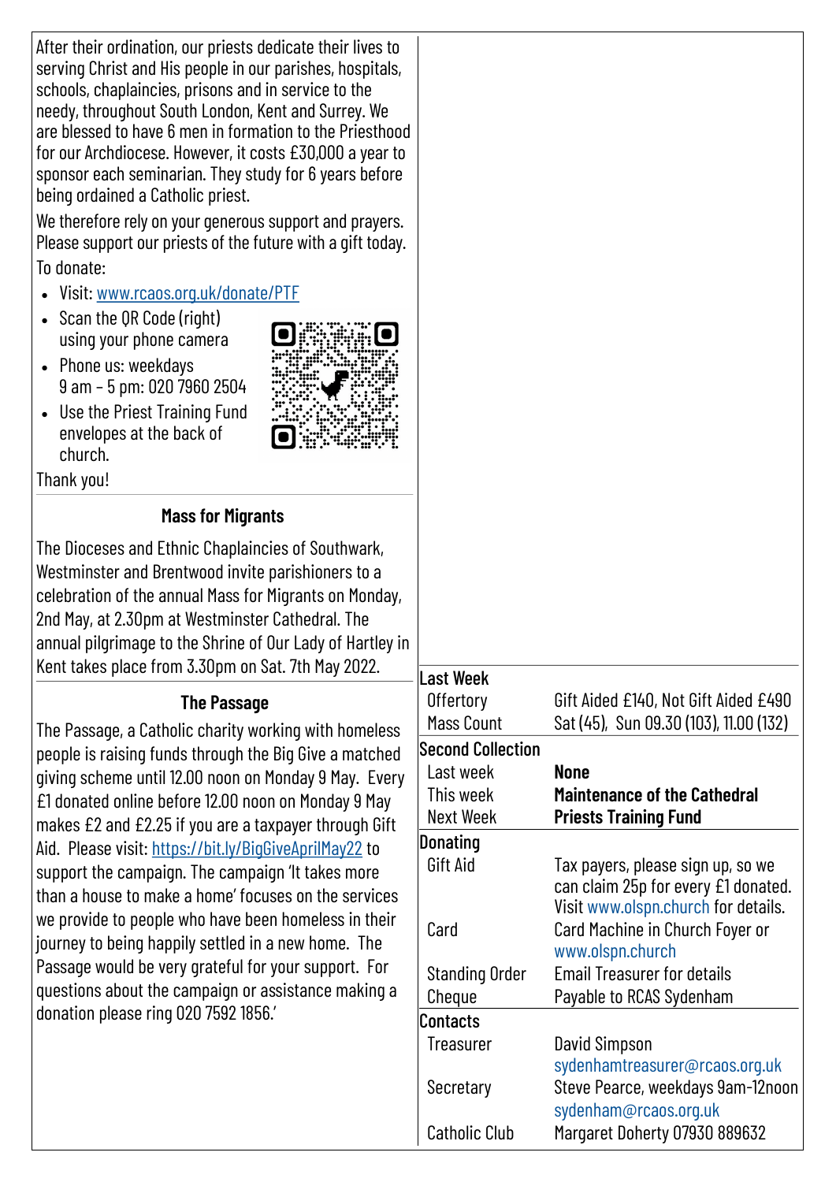After their ordination, our priests dedicate their lives to serving Christ and His people in our parishes, hospitals, schools, chaplaincies, prisons and in service to the needy, throughout South London, Kent and Surrey. We are blessed to have 6 men in formation to the Priesthood for our Archdiocese. However, it costs £30,000 a year to sponsor each seminarian. They study for 6 years before being ordained a Catholic priest.

We therefore rely on your generous support and prayers. Please support our priests of the future with a gift today.

To donate:

- Visit: www.rcaos.org.uk/donate/PTF
- Scan the QR Code (right) using your phone camera
- Phone us: weekdays 9 am – 5 pm: 020 7960 2504
- Use the Priest Training Fund envelopes at the back of church.

Thank you!

### Mass for Migrants

The Dioceses and Ethnic Chaplaincies of Southwark, Westminster and Brentwood invite parishioners to a celebration of the annual Mass for Migrants on Monday, 2nd May, at 2.30pm at Westminster Cathedral. The annual pilgrimage to the Shrine of Our Lady of Hartley in Kent takes place from 3.30pm on Sat. 7th May 2022.

### The Passage

The Passage, a Catholic charity working with homeless people is raising funds through the Big Give a matched giving scheme until 12.00 noon on Monday 9 May. Every £1 donated online before 12.00 noon on Monday 9 May makes £2 and £2.25 if you are a taxpayer through Gift Aid. Please visit: https://bit.ly/BigGiveAprilMay22 to support the campaign. The campaign 'It takes more than a house to make a home' focuses on the services we provide to people who have been homeless in their journey to being happily settled in a new home. The Passage would be very grateful for your support. For questions about the campaign or assistance making a donation please ring 020 7592 1856.'

| | |
|---|---|
| **Last Week** | |
| Offertory | Gift Aided £140, Not Gift Aided £490 |
| Mass Count | Sat (45), Sun 09.30 (103), 11.00 (132) |
| **Second Collection** | |
| Last week | **None** |
| This week | **Maintenance of the Cathedral** |
| Next Week | **Priests Training Fund** |
| **Donating** | |
| Gift Aid | Tax payers, please sign up, so we can claim 25p for every £1 donated. Visit www.olspn.church for details. |
| Card | Card Machine in Church Foyer or www.olspn.church |
| Standing Order | Email Treasurer for details |
| Cheque | Payable to RCAS Sydenham |
| **Contacts** | |
| Treasurer | David Simpson sydenhamtreasurer@rcaos.org.uk |
| Secretary | Steve Pearce, weekdays 9am-12noon sydenham@rcaos.org.uk |
| Catholic Club | Margaret Doherty 07930 889632 |